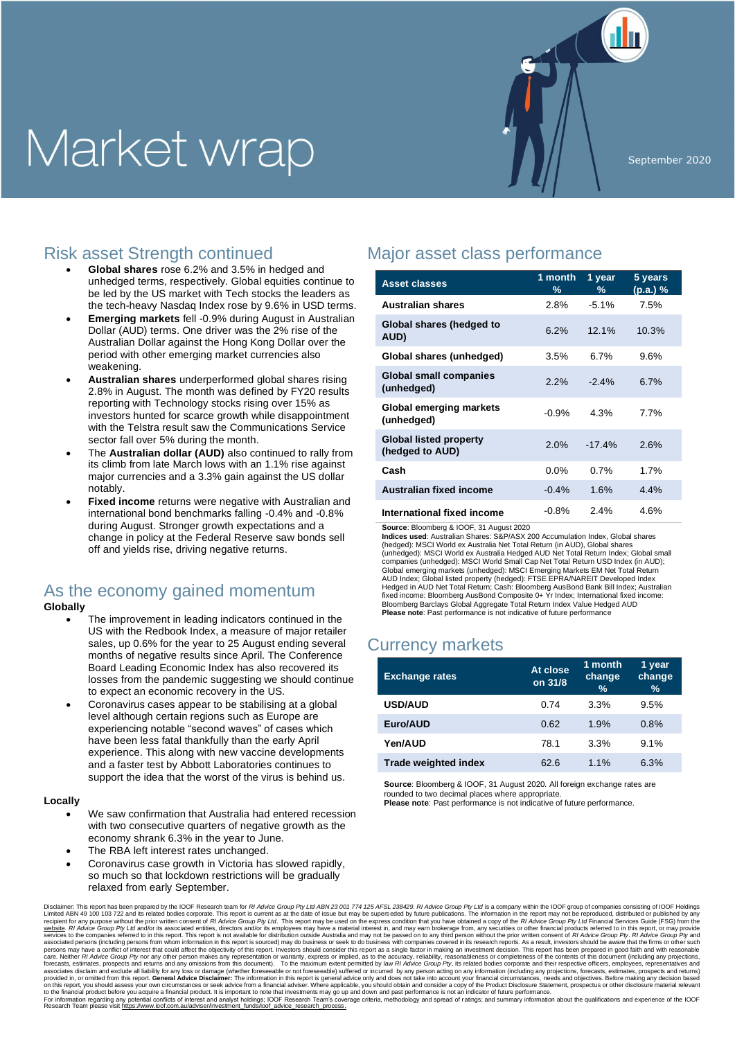# Market wrap

September 2020

## Risk asset Strength continued

- **Global shares** rose 6.2% and 3.5% in hedged and unhedged terms, respectively. Global equities continue to be led by the US market with Tech stocks the leaders as the tech-heavy Nasdaq Index rose by 9.6% in USD terms.
- **Emerging markets** fell -0.9% during August in Australian Dollar (AUD) terms. One driver was the 2% rise of the Australian Dollar against the Hong Kong Dollar over the period with other emerging market currencies also weakening.
- **Australian shares** underperformed global shares rising 2.8% in August. The month was defined by FY20 results reporting with Technology stocks rising over 15% as investors hunted for scarce growth while disappointment with the Telstra result saw the Communications Service sector fall over 5% during the month.
- The **Australian dollar (AUD)** also continued to rally from its climb from late March lows with an 1.1% rise against major currencies and a 3.3% gain against the US dollar notably.
- **Fixed income** returns were negative with Australian and international bond benchmarks falling -0.4% and -0.8% during August. Stronger growth expectations and a change in policy at the Federal Reserve saw bonds sell off and yields rise, driving negative returns.

## As the economy gained momentum

**Globally**

- The improvement in leading indicators continued in the US with the Redbook Index, a measure of major retailer sales, up 0.6% for the year to 25 August ending several months of negative results since April. The Conference Board Leading Economic Index has also recovered its losses from the pandemic suggesting we should continue to expect an economic recovery in the US.
- Coronavirus cases appear to be stabilising at a global level although certain regions such as Europe are experiencing notable "second waves" of cases which have been less fatal thankfully than the early April experience. This along with new vaccine developments and a faster test by Abbott Laboratories continues to support the idea that the worst of the virus is behind us.

**Locally**

- We saw confirmation that Australia had entered recession with two consecutive quarters of negative growth as the economy shrank 6.3% in the year to June.
- The RBA left interest rates unchanged.
- Coronavirus case growth in Victoria has slowed rapidly, so much so that lockdown restrictions will be gradually relaxed from early September.

## Major asset class performance

| Asset classes | 1 month % | 1 year % | 5 years (p.a.) % |
|---|---|---|---|
| Australian shares | 2.8% | -5.1% | 7.5% |
| Global shares (hedged to AUD) | 6.2% | 12.1% | 10.3% |
| Global shares (unhedged) | 3.5% | 6.7% | 9.6% |
| Global small companies (unhedged) | 2.2% | -2.4% | 6.7% |
| Global emerging markets (unhedged) | -0.9% | 4.3% | 7.7% |
| Global listed property (hedged to AUD) | 2.0% | -17.4% | 2.6% |
| Cash | 0.0% | 0.7% | 1.7% |
| Australian fixed income | -0.4% | 1.6% | 4.4% |
| International fixed income | -0.8% | 2.4% | 4.6% |

**Source**: Bloomberg & IOOF, 31 August 2020
**Indices used**: Australian Shares: S&P/ASX 200 Accumulation Index, Global shares (hedged): MSCI World ex Australia Net Total Return (in AUD), Global shares (unhedged): MSCI World ex Australia Hedged AUD Net Total Return Index; Global small companies (unhedged): MSCI World Small Cap Net Total Return USD Index (in AUD); Global emerging markets (unhedged): MSCI Emerging Markets EM Net Total Return AUD Index; Global listed property (hedged): FTSE EPRA/NAREIT Developed Index Hedged in AUD Net Total Return; Cash: Bloomberg AusBond Bank Bill Index; Australian fixed income: Bloomberg AusBond Composite 0+ Yr Index; International fixed income: Bloomberg Barclays Global Aggregate Total Return Index Value Hedged AUD
**Please note**: Past performance is not indicative of future performance

## Currency markets

| Exchange rates | At close on 31/8 | 1 month change % | 1 year change % |
|---|---|---|---|
| USD/AUD | 0.74 | 3.3% | 9.5% |
| Euro/AUD | 0.62 | 1.9% | 0.8% |
| Yen/AUD | 78.1 | 3.3% | 9.1% |
| Trade weighted index | 62.6 | 1.1% | 6.3% |

**Source**: Bloomberg & IOOF, 31 August 2020. All foreign exchange rates are rounded to two decimal places where appropriate.
**Please note**: Past performance is not indicative of future performance.

Disclaimer: This report has been prepared by the IOOF Research team for *RI Advice Group Pty Ltd ABN 23 001 774 125 AFSL 238429. RI Advice Group Pty Ltd* is a company within the IOOF group of companies consisting of IOOF Holdings Limited ABN 49 100 103 722 and its related bodies corporate. This report is current as at the date of issue but may be superseded by future publications. The information in the report may not be reproduced, distributed or published by any recipient for any purpose without the prior written consent of *RI Advice Group Pty Ltd*. This report may be used on the express condition that you have obtained a copy of the *RI Advice Group Pty Ltd* Financial Services Guide (FSG) from the website. *RI Advice Group Pty Ltd* and/or its associated entities, directors and/or its employees may have a material interest in, and may earn brokerage from, any securities or other financial products referred to in this report, or may provide services to the companies referred to in this report. This report is not available for distribution outside Australia and may not be passed on to any third person without the prior written consent of *RI Advice Group Pty. RI Advice Group Pty Ltd* and associated persons (including persons from whom information in this report is sourced) may do business or seek to do business with companies covered in its research reports. As a result, investors should be aware that the firms or other such persons may have a conflict of interest that could affect the objectivity of this report. Investors should consider this report as a single factor in making an investment decision. This report has been prepared in good faith and with reasonable care. Neither *RI Advice Group Pty* nor any other person makes any representation or warranty, express or implied, as to the accuracy, reliability, reasonableness or completeness of the contents of this document (including any projections, forecasts, estimates, prospects and returns and any omissions from this document). To the maximum extent permitted by law *RI Advice Group Pty*, its related bodies corporate and their respective officers, employees, representatives and associates disclaim and exclude all liability for any loss or damage (whether foreseeable or not foreseeable) suffered or incurred by any person acting on any information (including any projections, forecasts, estimates, prospects and returns) provided in, or omitted from this report. **General Advice Disclaimer:** The information in this report is general advice only and does not take into account your financial circumstances, needs and objectives. Before making any decision based on this report, you should assess your own circumstances or seek advice from a financial adviser. Where applicable, you should obtain and consider a copy of the Product Disclosure Statement, prospectus or other disclosure material relevant to the financial product before you acquire a financial product. It is important to note that investments may go up and down and past performance is not an indicator of future performance.
For information regarding any potential conflicts of interest and analyst holdings; IOOF Research Team's coverage criteria, methodology and spread of ratings; and summary information about the qualifications and experience of the IOOF Research Team please visit https://www.ioof.com.au/adviser/investment_funds/ioof_advice_research_process.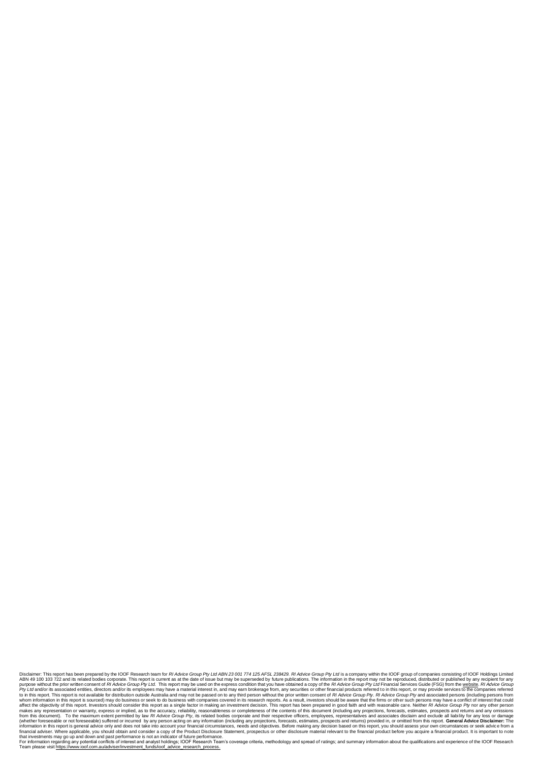Disclaimer: This report has been prepared by the IOOF Research team for *RI Advice Group Pty Ltd ABN 23 001 774 125 AFSL 238429. RI Advice Group Pty Ltd* is a company within the IOOF group of companies consisting of IOOF Holdings Limited ABN 49 100 103 722 and its related bodies corporate. This report is current as at the date of issue but may be superseded by future publications. The information in the report may not be reproduced, distributed or published by any recipient for any purpose without the prior written consent of *RI Advice Group Pty Ltd*. This report may be used on the express condition that you have obtained a copy of the *RI Advice Group Pty Ltd* Financial Services Guide (FSG) from the website. *RI Advice Group Pty Ltd* and/or its associated entities, directors and/or its employees may have a material interest in, and may earn brokerage from, any securities or other financial products referred to in this report, or may provide services to the companies referred to in this report. This report is not available for distribution outside Australia and may not be passed on to any third person without the prior written consent of *RI Advice Group Pty*. *RI Advice Group Pty* and associated persons (including persons from whom information in this report is sourced) may do business or seek to do business with companies covered in its research reports. As a result, investors should be aware that the firms or other such persons may have a conflict of interest that could affect the objectivity of this report. Investors should consider this report as a single factor in making an investment decision. This report has been prepared in good faith and with reasonable care. Neither *RI Advice Group Pty* nor any other person makes any representation or warranty, express or implied, as to the accuracy, reliability, reasonableness or completeness of the contents of this document (including any projections, forecasts, estimates, prospects and returns and any omissions from this document). To the maximum extent permitted by law *RI Advice Group Pty*, its related bodies corporate and their respective officers, employees, representatives and associates disclaim and exclude all liability for any loss or damage (whether foreseeable or not foreseeable) suffered or incurred by any person acting on any information (including any projections, forecasts, estimates, prospects and returns) provided in, or omitted from this report. **General Advice Disclaimer:** The information in this report is general advice only and does not take into account your financial circumstances, needs and objectives. Before making any decision based on this report, you should assess your own circumstances or seek advice from a financial adviser. Where applicable, you should obtain and consider a copy of the Product Disclosure Statement, prospectus or other disclosure material relevant to the financial product before you acquire a financial product. It is important to note that investments may go up and down and past performance is not an indicator of future performance.

For information regarding any potential conflicts of interest and analyst holdings; IOOF Research Team's coverage criteria, methodology and spread of ratings; and summary information about the qualifications and experience of the IOOF Research Team please visit https://www.ioof.com.au/adviser/investment_funds/ioof_advice_research_process.